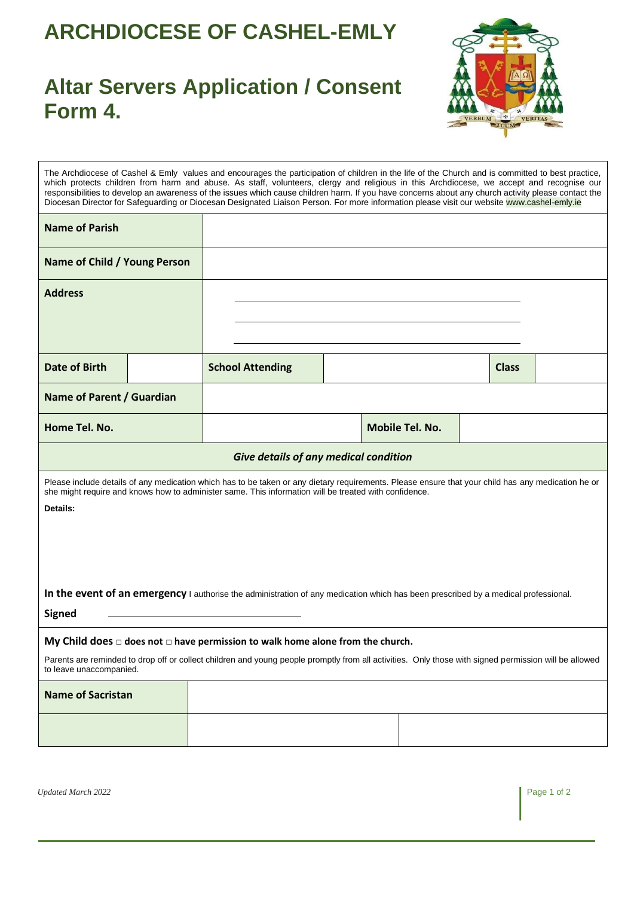# ARCHDIOCESE OF CASHEL-EMLY

# Altar Servers Application / Consent Form 4.

The Archdiocese of Cashel & Emly values and encourages the participation of children in the life of the Church and is committed to best practice, which protects children from harm and abuse. As staff, volunteers, clergy and religious in this Archdiocese, we accept and recognise our responsibilities to develop an awareness of the issues which cause children harm. If you have concerns about any church activity please contact the Diocesan Director for Safeguarding or Diocesan Designated Liaison Person. For more information please visit our website www.cashel-emly.ie

| **Name of Parish** | | | | | |
|---|---|---|---|---|---|
| **Name of Child / Young Person** | | | | | |
| **Address** | | | | | |
| **Date of Birth** | | **School Attending** | | **Class** | |
| **Name of Parent / Guardian** | | | | | |
| **Home Tel. No.** | | | **Mobile Tel. No.** | | |

***Give details of any medical condition***

Please include details of any medication which has to be taken or any dietary requirements. Please ensure that your child has any medication he or she might require and knows how to administer same. This information will be treated with confidence.

**Details:**

**In the event of an emergency** I authorise the administration of any medication which has been prescribed by a medical professional.

**Signed** ______________________________

**My Child does □ does not □ have permission to walk home alone from the church.**

Parents are reminded to drop off or collect children and young people promptly from all activities. Only those with signed permission will be allowed to leave unaccompanied.

| **Name of Sacristan** | | |
|---|---|---|
| | | |

*Updated March 2022*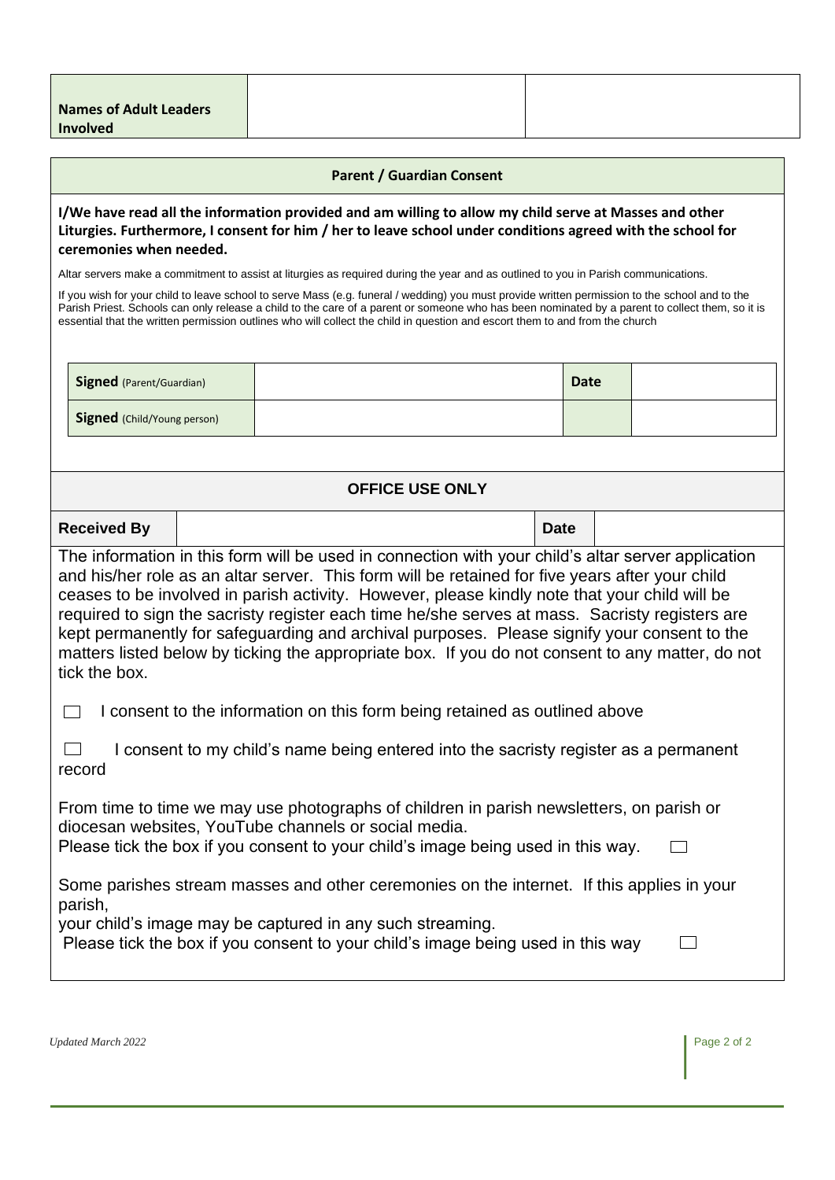| | | |
|---|---|---|
| **Names of Adult Leaders Involved** | | |

## Parent / Guardian Consent

**I/We have read all the information provided and am willing to allow my child serve at Masses and other Liturgies. Furthermore, I consent for him / her to leave school under conditions agreed with the school for ceremonies when needed.**

Altar servers make a commitment to assist at liturgies as required during the year and as outlined to you in Parish communications.

If you wish for your child to leave school to serve Mass (e.g. funeral / wedding) you must provide written permission to the school and to the Parish Priest. Schools can only release a child to the care of a parent or someone who has been nominated by a parent to collect them, so it is essential that the written permission outlines who will collect the child in question and escort them to and from the church

| | | | |
|---|---|---|---|
| **Signed** (Parent/Guardian) | | **Date** | |
| **Signed** (Child/Young person) | | | |

## OFFICE USE ONLY

| | | | |
|---|---|---|---|
| **Received By** | | **Date** | |

The information in this form will be used in connection with your child's altar server application and his/her role as an altar server. This form will be retained for five years after your child ceases to be involved in parish activity. However, please kindly note that your child will be required to sign the sacristy register each time he/she serves at mass. Sacristy registers are kept permanently for safeguarding and archival purposes. Please signify your consent to the matters listed below by ticking the appropriate box. If you do not consent to any matter, do not tick the box.

☐ I consent to the information on this form being retained as outlined above

☐ I consent to my child's name being entered into the sacristy register as a permanent record

From time to time we may use photographs of children in parish newsletters, on parish or diocesan websites, YouTube channels or social media.
Please tick the box if you consent to your child's image being used in this way. ☐

Some parishes stream masses and other ceremonies on the internet. If this applies in your parish,
your child's image may be captured in any such streaming.
Please tick the box if you consent to your child's image being used in this way ☐

*Updated March 2022*